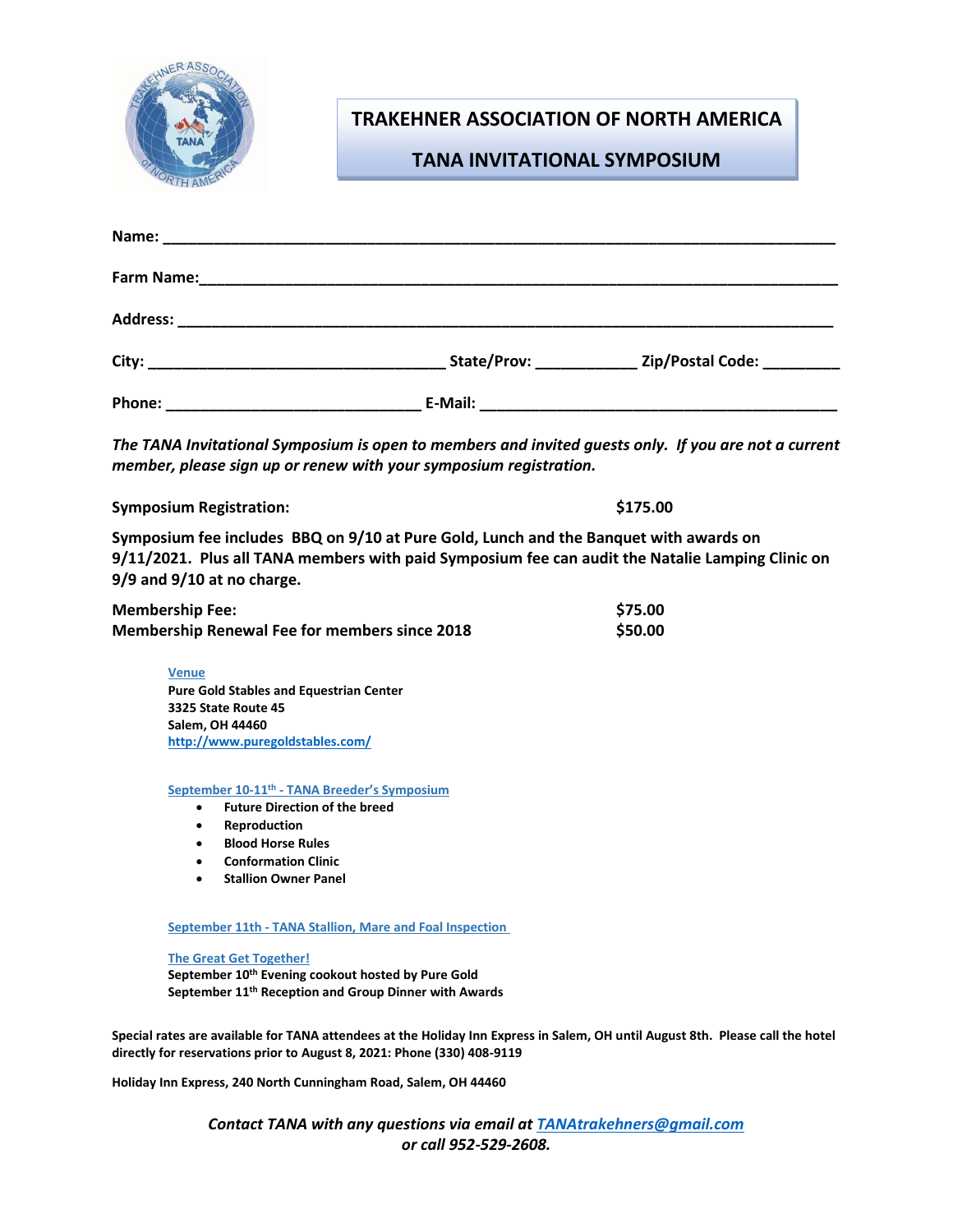# TRAKEHNER ASSOCIATION OF NORTH AMERICA

## TANA INVITATIONAL SYMPOSIUM

**Name:** ____________________________________________________________________________

**Farm Name:** ________________________________________________________________________

**Address:** __________________________________________________________________________

**City:** _________________________________ **State/Prov:** ___________ **Zip/Postal Code:** _________

**Phone:** _____________________________ **E-Mail:** _________________________________________

***The TANA Invitational Symposium is open to members and invited guests only. If you are not a current member, please sign up or renew with your symposium registration.***

| | |
|---|---|
| **Symposium Registration:** | **$175.00** |

**Symposium fee includes BBQ on 9/10 at Pure Gold, Lunch and the Banquet with awards on 9/11/2021. Plus all TANA members with paid Symposium fee can audit the Natalie Lamping Clinic on 9/9 and 9/10 at no charge.**

| | |
|---|---|
| **Membership Fee:** | **$75.00** |
| **Membership Renewal Fee for members since 2018** | **$50.00** |

**Venue**

**Pure Gold Stables and Equestrian Center**
**3325 State Route 45**
**Salem, OH 44460**
**http://www.puregoldstables.com/**

**September 10-11th - TANA Breeder's Symposium**

- **Future Direction of the breed**
- **Reproduction**
- **Blood Horse Rules**
- **Conformation Clinic**
- **Stallion Owner Panel**

**September 11th - TANA Stallion, Mare and Foal Inspection**

**The Great Get Together!**
**September 10th Evening cookout hosted by Pure Gold**
**September 11th Reception and Group Dinner with Awards**

**Special rates are available for TANA attendees at the Holiday Inn Express in Salem, OH until August 8th. Please call the hotel directly for reservations prior to August 8, 2021: Phone (330) 408-9119**

**Holiday Inn Express, 240 North Cunningham Road, Salem, OH 44460**

***Contact TANA with any questions via email at TANAtrakehners@gmail.com or call 952-529-2608.***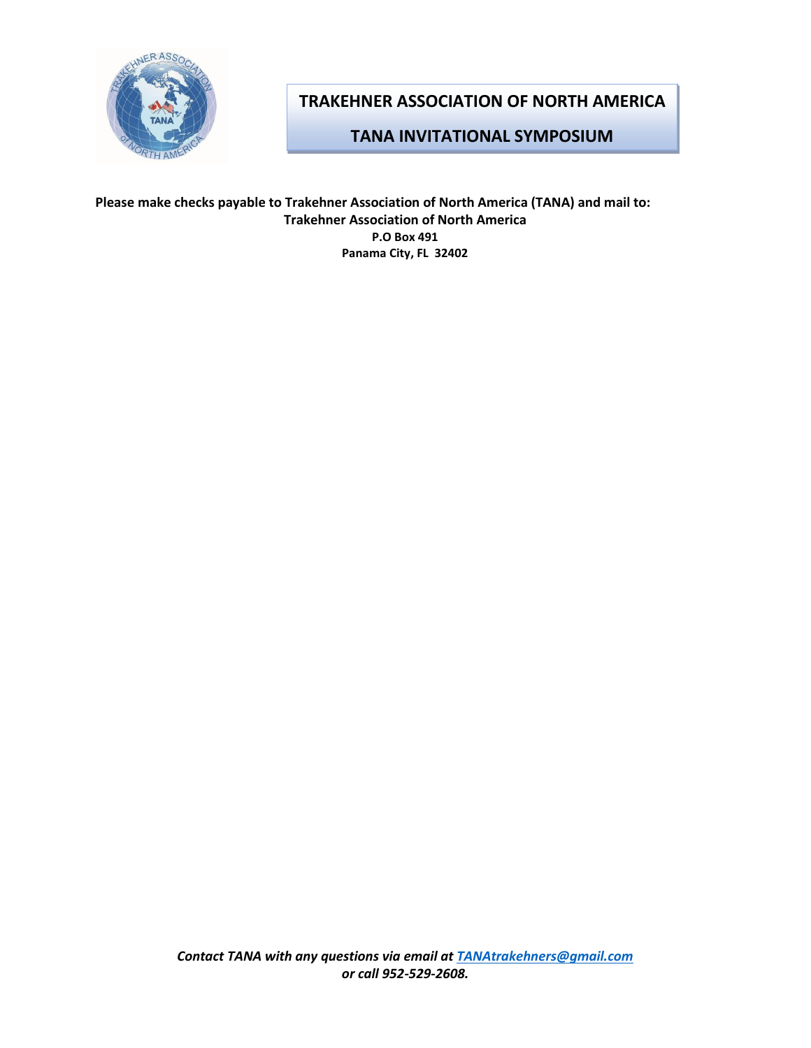# TRAKEHNER ASSOCIATION OF NORTH AMERICA

## TANA INVITATIONAL SYMPOSIUM

**Please make checks payable to Trakehner Association of North America (TANA) and mail to:**
**Trakehner Association of North America**
**P.O Box 491**
**Panama City, FL 32402**

***Contact TANA with any questions via email at [TANAtrakehners@gmail.com](mailto:TANAtrakehners@gmail.com) or call 952-529-2608.***